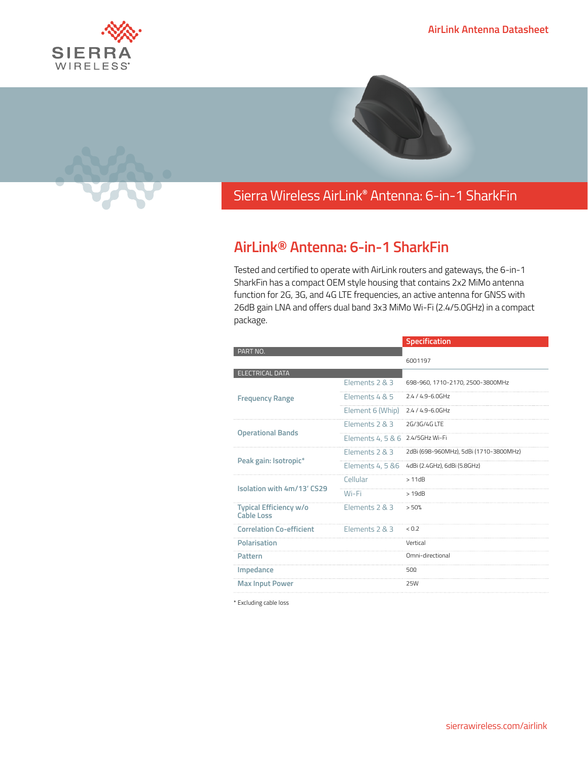# Sierra Wireless AirLink® Antenna: 6-in-1 SharkFin

## AirLink® Antenna: 6-in-1 SharkFin

Tested and certified to operate with AirLink routers and gateways, the 6-in-1 SharkFin has a compact OEM style housing that contains 2x2 MiMo antenna function for 2G, 3G, and 4G LTE frequencies, an active antenna for GNSS with 26dB gain LNA and offers dual band 3x3 MiMo Wi-Fi (2.4/5.0GHz) in a compact package.

| | | Specification |
|---|---|---|
| **PART NO.** | | 6001197 |
| **ELECTRICAL DATA** | | |
| Frequency Range | Elements 2 & 3 | 698-960, 1710-2170, 2500-3800MHz |
| | Elements 4 & 5 | 2.4 / 4.9-6.0GHz |
| | Element 6 (Whip) | 2.4 / 4.9-6.0GHz |
| Operational Bands | Elements 2 & 3 | 2G/3G/4G LTE |
| | Elements 4, 5 & 6 | 2.4/5GHz Wi-Fi |
| Peak gain: Isotropic* | Elements 2 & 3 | 2dBi (698-960MHz), 5dBi (1710-3800MHz) |
| | Elements 4, 5 &6 | 4dBi (2.4GHz), 6dBi (5.8GHz) |
| Isolation with 4m/13' CS29 | Cellular | > 11dB |
| | Wi-Fi | > 19dB |
| Typical Efficiency w/o Cable Loss | Elements 2 & 3 | > 50% |
| Correlation Co-efficient | Elements 2 & 3 | < 0.2 |
| Polarisation | | Vertical |
| Pattern | | Omni-directional |
| Impedance | | 50Ω |
| Max Input Power | | 25W |

* Excluding cable loss

sierrawireless.com/airlink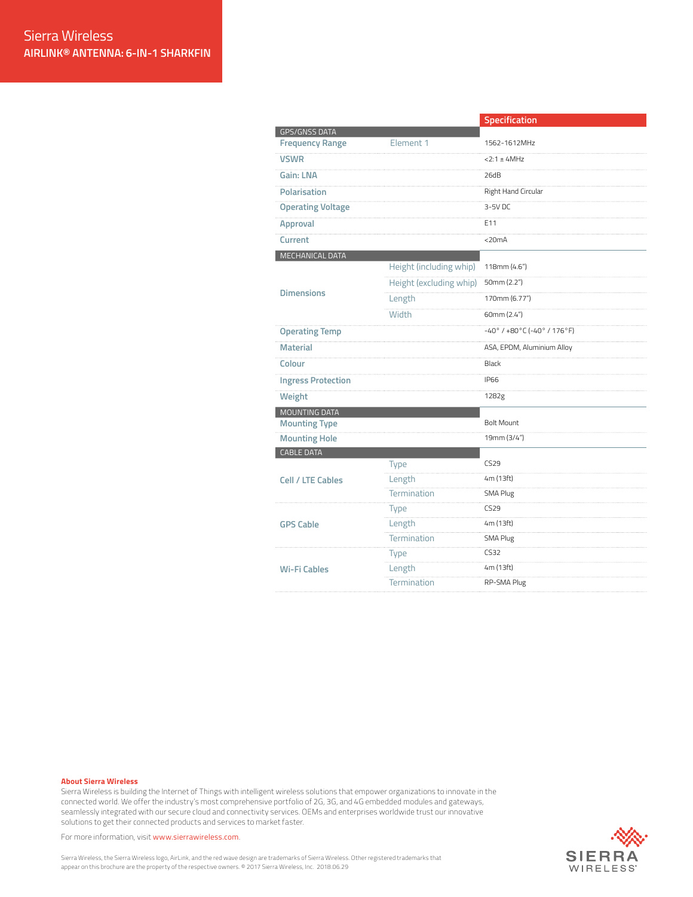Sierra Wireless

**AIRLINK® ANTENNA: 6-IN-1 SHARKFIN**

| | | Specification |
|---|---|---|
| **GPS/GNSS DATA** | | |
| Frequency Range | Element 1 | 1562-1612MHz |
| VSWR | | <2:1 ± 4MHz |
| Gain: LNA | | 26dB |
| Polarisation | | Right Hand Circular |
| Operating Voltage | | 3-5V DC |
| Approval | | E11 |
| Current | | <20mA |
| **MECHANICAL DATA** | | |
| Dimensions | Height (including whip) | 118mm (4.6") |
| | Height (excluding whip) | 50mm (2.2") |
| | Length | 170mm (6.77") |
| | Width | 60mm (2.4") |
| Operating Temp | | -40° / +80°C (-40° / 176°F) |
| Material | | ASA, EPDM, Aluminium Alloy |
| Colour | | Black |
| Ingress Protection | | IP66 |
| Weight | | 1282g |
| **MOUNTING DATA** | | |
| Mounting Type | | Bolt Mount |
| Mounting Hole | | 19mm (3/4") |
| **CABLE DATA** | | |
| Cell / LTE Cables | Type | CS29 |
| | Length | 4m (13ft) |
| | Termination | SMA Plug |
| GPS Cable | Type | CS29 |
| | Length | 4m (13ft) |
| | Termination | SMA Plug |
| Wi-Fi Cables | Type | CS32 |
| | Length | 4m (13ft) |
| | Termination | RP-SMA Plug |

**About Sierra Wireless**

Sierra Wireless is building the Internet of Things with intelligent wireless solutions that empower organizations to innovate in the connected world. We offer the industry's most comprehensive portfolio of 2G, 3G, and 4G embedded modules and gateways, seamlessly integrated with our secure cloud and connectivity services. OEMs and enterprises worldwide trust our innovative solutions to get their connected products and services to market faster.

For more information, visit www.sierrawireless.com.

Sierra Wireless, the Sierra Wireless logo, AirLink, and the red wave design are trademarks of Sierra Wireless. Other registered trademarks that appear on this brochure are the property of the respective owners. © 2017 Sierra Wireless, Inc. 2018.06.29

SIERRA WIRELESS